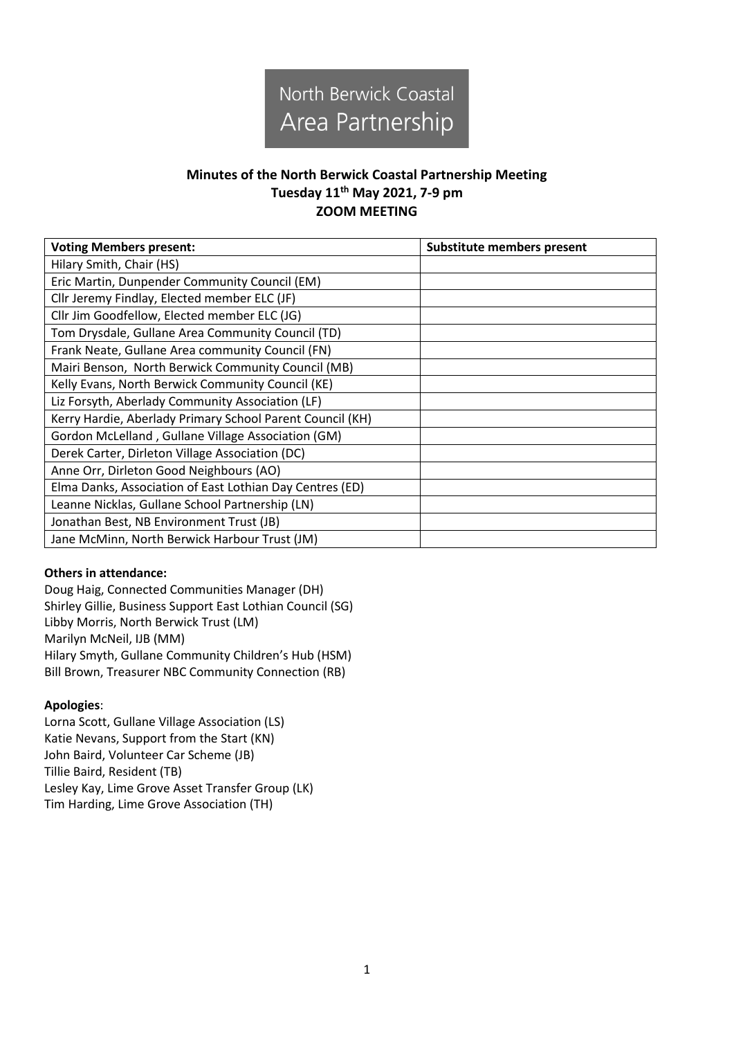North Berwick Coastal Area Partnership

# Minutes of the North Berwick Coastal Partnership Meeting
## Tuesday 11th May 2021, 7-9 pm
## ZOOM MEETING

| Voting Members present: | Substitute members present |
|---|---|
| Hilary Smith, Chair (HS) | |
| Eric Martin, Dunpender Community Council (EM) | |
| Cllr Jeremy Findlay, Elected member ELC (JF) | |
| Cllr Jim Goodfellow, Elected member ELC (JG) | |
| Tom Drysdale, Gullane Area Community Council (TD) | |
| Frank Neate, Gullane Area community Council (FN) | |
| Mairi Benson, North Berwick Community Council (MB) | |
| Kelly Evans, North Berwick Community Council (KE) | |
| Liz Forsyth, Aberlady Community Association (LF) | |
| Kerry Hardie, Aberlady Primary School Parent Council (KH) | |
| Gordon McLelland , Gullane Village Association (GM) | |
| Derek Carter, Dirleton Village Association (DC) | |
| Anne Orr, Dirleton Good Neighbours (AO) | |
| Elma Danks, Association of East Lothian Day Centres (ED) | |
| Leanne Nicklas, Gullane School Partnership (LN) | |
| Jonathan Best, NB Environment Trust (JB) | |
| Jane McMinn, North Berwick Harbour Trust (JM) | |

**Others in attendance:**

Doug Haig, Connected Communities Manager (DH)
Shirley Gillie, Business Support East Lothian Council (SG)
Libby Morris, North Berwick Trust (LM)
Marilyn McNeil, IJB (MM)
Hilary Smyth, Gullane Community Children's Hub (HSM)
Bill Brown, Treasurer NBC Community Connection (RB)

**Apologies**:

Lorna Scott, Gullane Village Association (LS)
Katie Nevans, Support from the Start (KN)
John Baird, Volunteer Car Scheme (JB)
Tillie Baird, Resident (TB)
Lesley Kay, Lime Grove Asset Transfer Group (LK)
Tim Harding, Lime Grove Association (TH)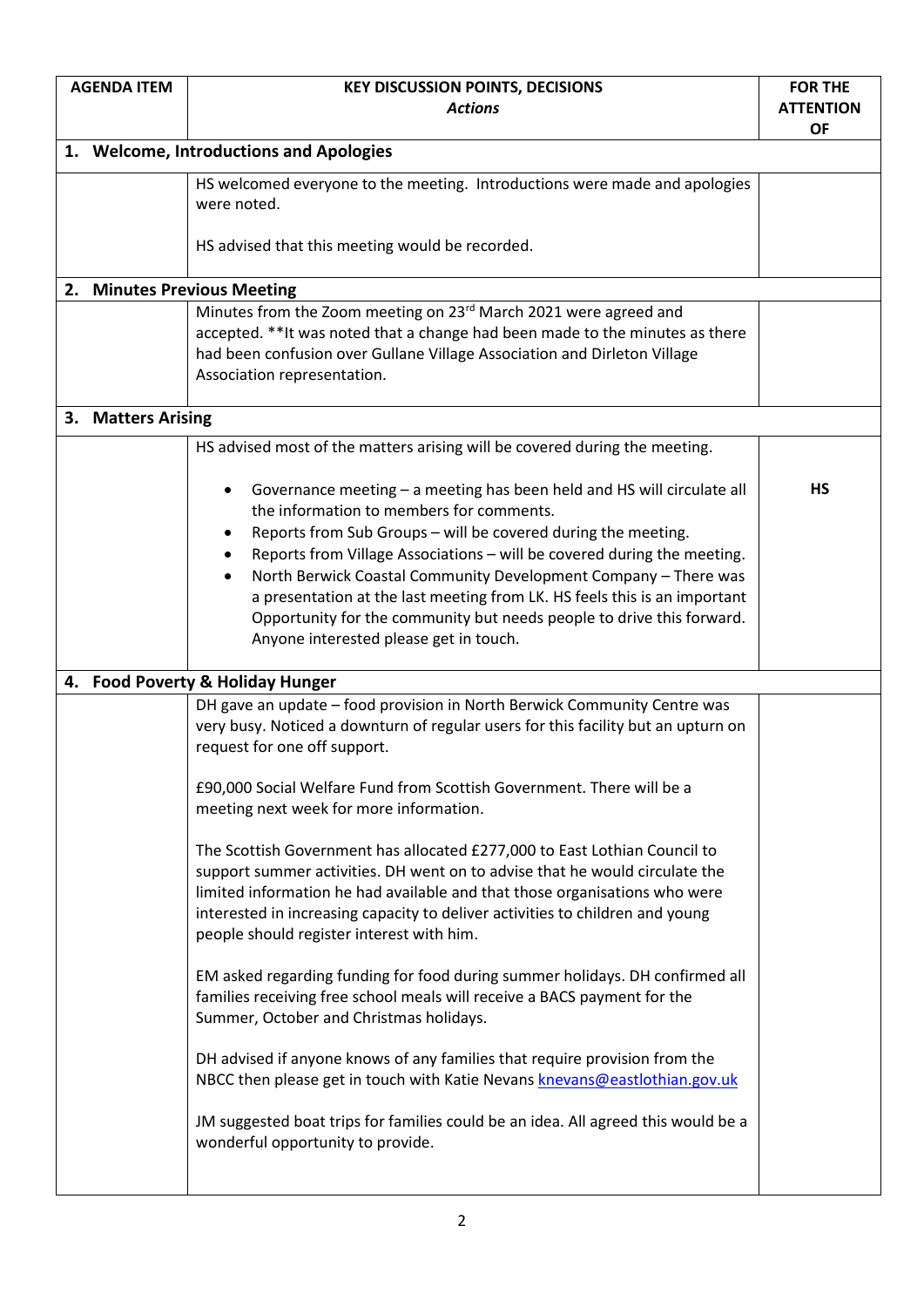| AGENDA ITEM | KEY DISCUSSION POINTS, DECISIONS<br>*Actions* | FOR THE ATTENTION OF |
|---|---|---|
| **1. Welcome, Introductions and Apologies** | | |
| | HS welcomed everyone to the meeting. Introductions were made and apologies were noted.<br><br>HS advised that this meeting would be recorded. | |
| **2. Minutes Previous Meeting** | | |
| | Minutes from the Zoom meeting on 23rd March 2021 were agreed and accepted. **It was noted that a change had been made to the minutes as there had been confusion over Gullane Village Association and Dirleton Village Association representation. | |
| **3. Matters Arising** | | |
| | HS advised most of the matters arising will be covered during the meeting.<br><br>• Governance meeting – a meeting has been held and HS will circulate all the information to members for comments.<br>• Reports from Sub Groups – will be covered during the meeting.<br>• Reports from Village Associations – will be covered during the meeting.<br>• North Berwick Coastal Community Development Company – There was a presentation at the last meeting from LK. HS feels this is an important Opportunity for the community but needs people to drive this forward. Anyone interested please get in touch. | **HS** |
| **4. Food Poverty & Holiday Hunger** | | |
| | DH gave an update – food provision in North Berwick Community Centre was very busy. Noticed a downturn of regular users for this facility but an upturn on request for one off support.<br><br>£90,000 Social Welfare Fund from Scottish Government. There will be a meeting next week for more information.<br><br>The Scottish Government has allocated £277,000 to East Lothian Council to support summer activities. DH went on to advise that he would circulate the limited information he had available and that those organisations who were interested in increasing capacity to deliver activities to children and young people should register interest with him.<br><br>EM asked regarding funding for food during summer holidays. DH confirmed all families receiving free school meals will receive a BACS payment for the Summer, October and Christmas holidays.<br><br>DH advised if anyone knows of any families that require provision from the NBCC then please get in touch with Katie Nevans knevans@eastlothian.gov.uk<br><br>JM suggested boat trips for families could be an idea. All agreed this would be a wonderful opportunity to provide. | |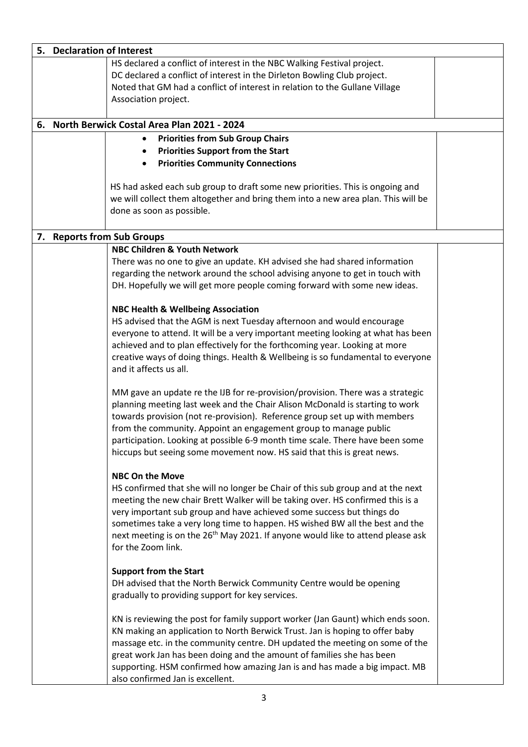## 5. Declaration of Interest

HS declared a conflict of interest in the NBC Walking Festival project.
DC declared a conflict of interest in the Dirleton Bowling Club project.
Noted that GM had a conflict of interest in relation to the Gullane Village Association project.

## 6. North Berwick Costal Area Plan 2021 - 2024

- **Priorities from Sub Group Chairs**
- **Priorities Support from the Start**
- **Priorities Community Connections**

HS had asked each sub group to draft some new priorities. This is ongoing and we will collect them altogether and bring them into a new area plan. This will be done as soon as possible.

## 7. Reports from Sub Groups

**NBC Children & Youth Network**

There was no one to give an update. KH advised she had shared information regarding the network around the school advising anyone to get in touch with DH. Hopefully we will get more people coming forward with some new ideas.

**NBC Health & Wellbeing Association**

HS advised that the AGM is next Tuesday afternoon and would encourage everyone to attend. It will be a very important meeting looking at what has been achieved and to plan effectively for the forthcoming year. Looking at more creative ways of doing things. Health & Wellbeing is so fundamental to everyone and it affects us all.

MM gave an update re the IJB for re-provision/provision. There was a strategic planning meeting last week and the Chair Alison McDonald is starting to work towards provision (not re-provision). Reference group set up with members from the community. Appoint an engagement group to manage public participation. Looking at possible 6-9 month time scale. There have been some hiccups but seeing some movement now. HS said that this is great news.

**NBC On the Move**

HS confirmed that she will no longer be Chair of this sub group and at the next meeting the new chair Brett Walker will be taking over. HS confirmed this is a very important sub group and have achieved some success but things do sometimes take a very long time to happen. HS wished BW all the best and the next meeting is on the 26th May 2021. If anyone would like to attend please ask for the Zoom link.

**Support from the Start**

DH advised that the North Berwick Community Centre would be opening gradually to providing support for key services.

KN is reviewing the post for family support worker (Jan Gaunt) which ends soon. KN making an application to North Berwick Trust. Jan is hoping to offer baby massage etc. in the community centre. DH updated the meeting on some of the great work Jan has been doing and the amount of families she has been supporting. HSM confirmed how amazing Jan is and has made a big impact. MB also confirmed Jan is excellent.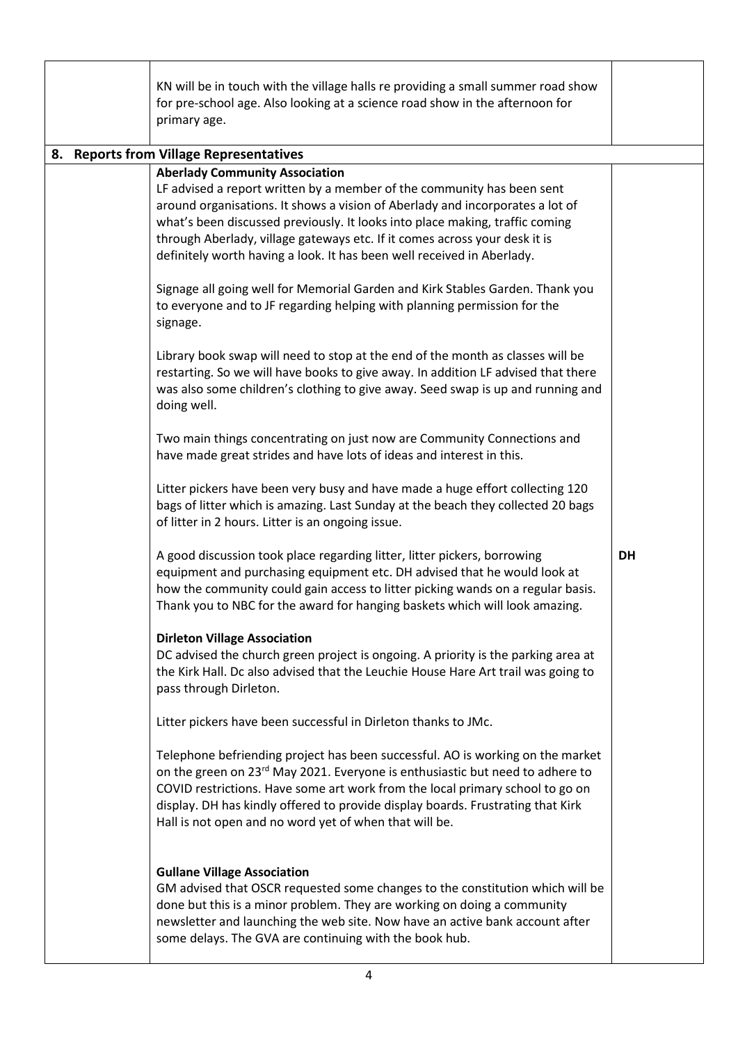|  | KN will be in touch with the village halls re providing a small summer road show for pre-school age. Also looking at a science road show in the afternoon for primary age. |  |
|---|---|---|
| **8. Reports from Village Representatives** |  |  |
|  | **Aberlady Community Association**<br>LF advised a report written by a member of the community has been sent around organisations. It shows a vision of Aberlady and incorporates a lot of what's been discussed previously. It looks into place making, traffic coming through Aberlady, village gateways etc. If it comes across your desk it is definitely worth having a look. It has been well received in Aberlady.<br><br>Signage all going well for Memorial Garden and Kirk Stables Garden. Thank you to everyone and to JF regarding helping with planning permission for the signage.<br><br>Library book swap will need to stop at the end of the month as classes will be restarting. So we will have books to give away. In addition LF advised that there was also some children's clothing to give away. Seed swap is up and running and doing well.<br><br>Two main things concentrating on just now are Community Connections and have made great strides and have lots of ideas and interest in this.<br><br>Litter pickers have been very busy and have made a huge effort collecting 120 bags of litter which is amazing. Last Sunday at the beach they collected 20 bags of litter in 2 hours. Litter is an ongoing issue.<br><br>A good discussion took place regarding litter, litter pickers, borrowing equipment and purchasing equipment etc. DH advised that he would look at how the community could gain access to litter picking wands on a regular basis. Thank you to NBC for the award for hanging baskets which will look amazing.<br><br>**Dirleton Village Association**<br>DC advised the church green project is ongoing. A priority is the parking area at the Kirk Hall. Dc also advised that the Leuchie House Hare Art trail was going to pass through Dirleton.<br><br>Litter pickers have been successful in Dirleton thanks to JMc.<br><br>Telephone befriending project has been successful. AO is working on the market on the green on 23rd May 2021. Everyone is enthusiastic but need to adhere to COVID restrictions. Have some art work from the local primary school to go on display. DH has kindly offered to provide display boards. Frustrating that Kirk Hall is not open and no word yet of when that will be.<br><br>**Gullane Village Association**<br>GM advised that OSCR requested some changes to the constitution which will be done but this is a minor problem. They are working on doing a community newsletter and launching the web site. Now have an active bank account after some delays. The GVA are continuing with the book hub. | **DH** |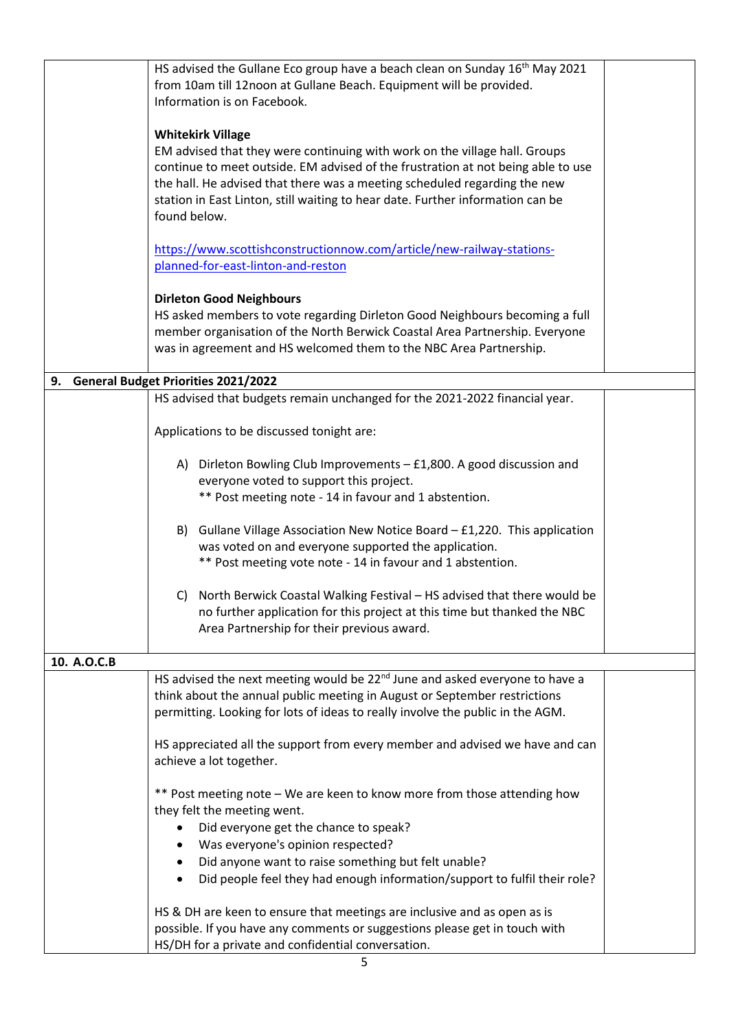HS advised the Gullane Eco group have a beach clean on Sunday 16th May 2021 from 10am till 12noon at Gullane Beach. Equipment will be provided. Information is on Facebook.

**Whitekirk Village**

EM advised that they were continuing with work on the village hall. Groups continue to meet outside. EM advised of the frustration at not being able to use the hall. He advised that there was a meeting scheduled regarding the new station in East Linton, still waiting to hear date. Further information can be found below.

https://www.scottishconstructionnow.com/article/new-railway-stations-planned-for-east-linton-and-reston

**Dirleton Good Neighbours**

HS asked members to vote regarding Dirleton Good Neighbours becoming a full member organisation of the North Berwick Coastal Area Partnership. Everyone was in agreement and HS welcomed them to the NBC Area Partnership.

**9. General Budget Priorities 2021/2022**

HS advised that budgets remain unchanged for the 2021-2022 financial year.

Applications to be discussed tonight are:

A) Dirleton Bowling Club Improvements – £1,800. A good discussion and everyone voted to support this project.
** Post meeting note - 14 in favour and 1 abstention.

B) Gullane Village Association New Notice Board – £1,220. This application was voted on and everyone supported the application.
** Post meeting vote note - 14 in favour and 1 abstention.

C) North Berwick Coastal Walking Festival – HS advised that there would be no further application for this project at this time but thanked the NBC Area Partnership for their previous award.

**10. A.O.C.B**

HS advised the next meeting would be 22nd June and asked everyone to have a think about the annual public meeting in August or September restrictions permitting. Looking for lots of ideas to really involve the public in the AGM.

HS appreciated all the support from every member and advised we have and can achieve a lot together.

** Post meeting note – We are keen to know more from those attending how they felt the meeting went.

- Did everyone get the chance to speak?
- Was everyone's opinion respected?
- Did anyone want to raise something but felt unable?
- Did people feel they had enough information/support to fulfil their role?

HS & DH are keen to ensure that meetings are inclusive and as open as is possible. If you have any comments or suggestions please get in touch with HS/DH for a private and confidential conversation.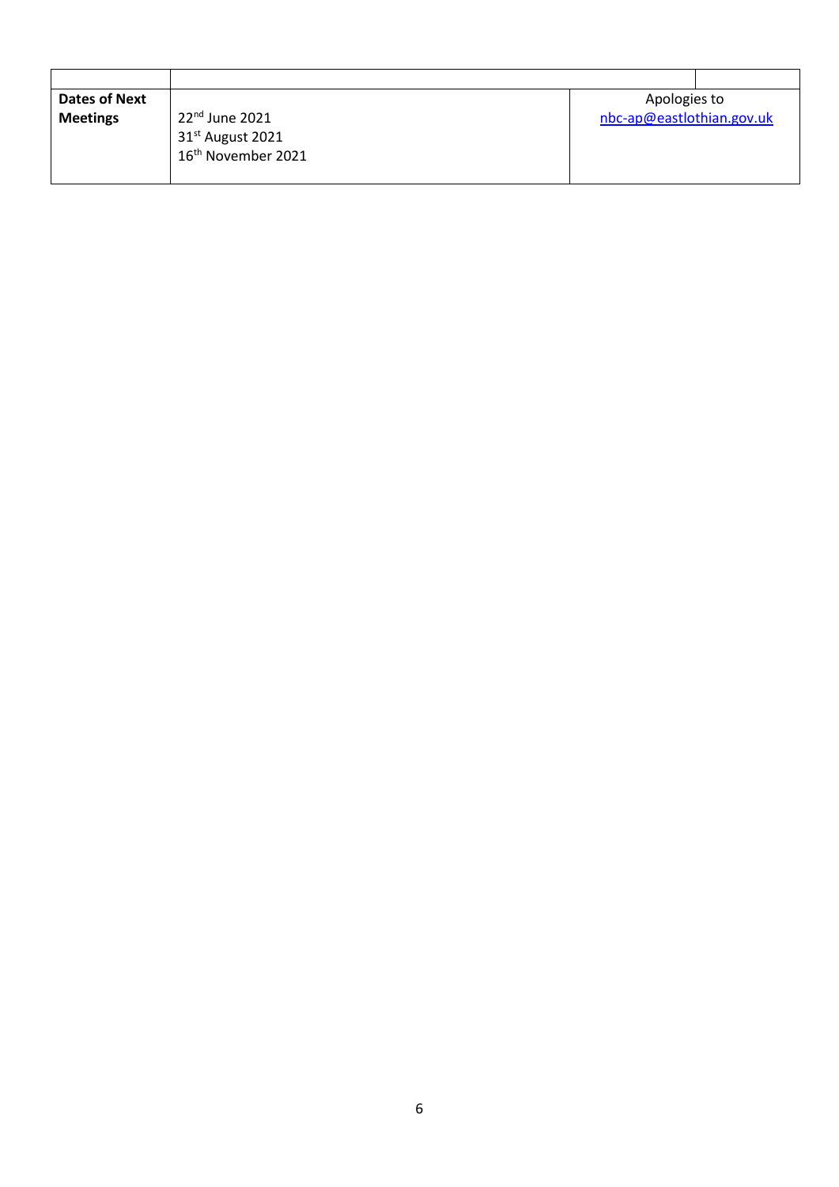| | | |
|---|---|---|
| **Dates of Next Meetings** | 22nd June 2021<br>31st August 2021<br>16th November 2021 | Apologies to<br>nbc-ap@eastlothian.gov.uk |